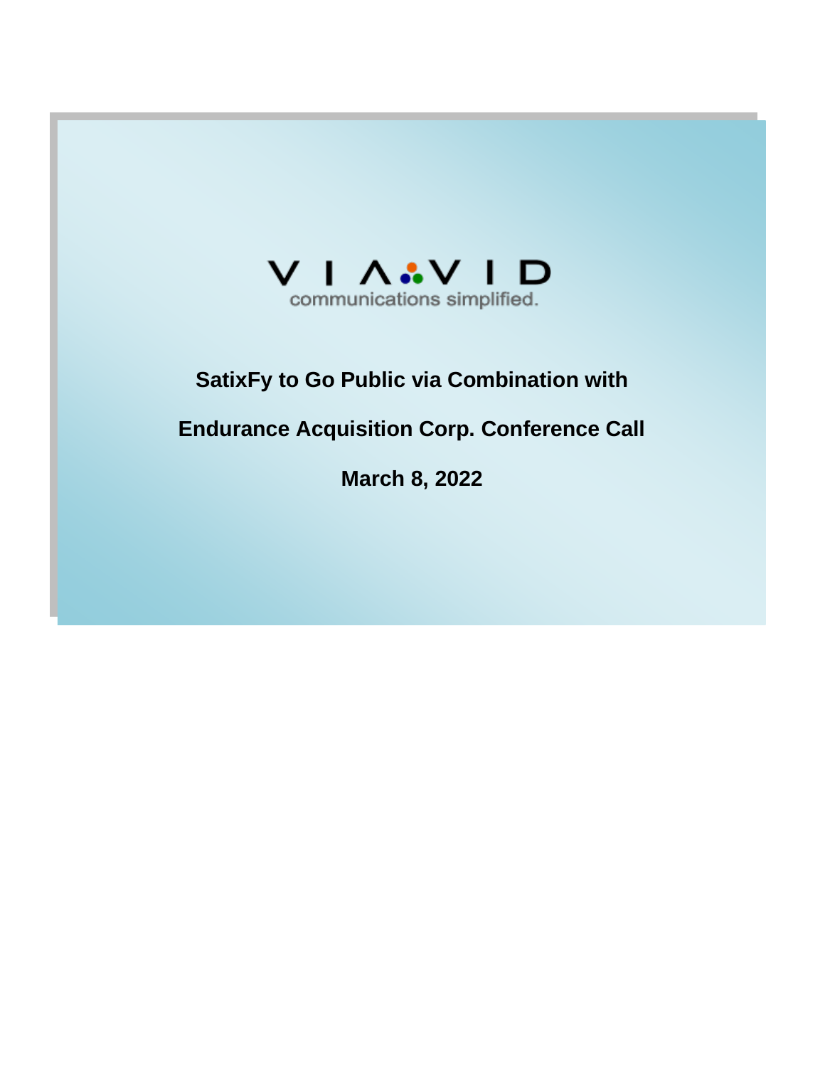VIAVID

communications simplified.

# SatixFy to Go Public via Combination with Endurance Acquisition Corp. Conference Call

**March 8, 2022**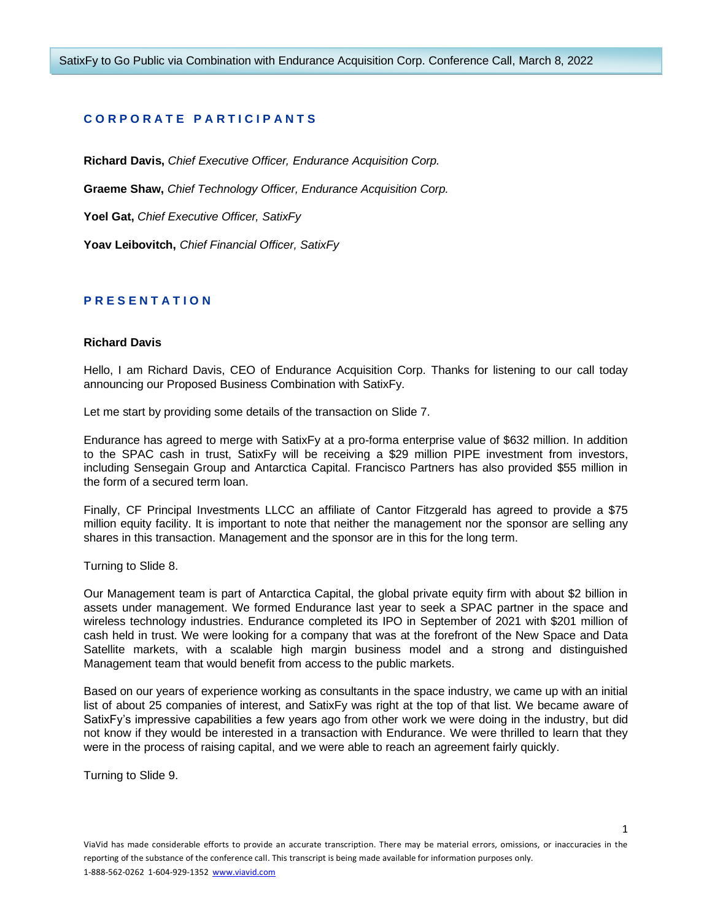## CORPORATE PARTICIPANTS

**Richard Davis,** *Chief Executive Officer, Endurance Acquisition Corp.*

**Graeme Shaw,** *Chief Technology Officer, Endurance Acquisition Corp.*

**Yoel Gat,** *Chief Executive Officer, SatixFy*

**Yoav Leibovitch,** *Chief Financial Officer, SatixFy*

## PRESENTATION

**Richard Davis**

Hello, I am Richard Davis, CEO of Endurance Acquisition Corp. Thanks for listening to our call today announcing our Proposed Business Combination with SatixFy.

Let me start by providing some details of the transaction on Slide 7.

Endurance has agreed to merge with SatixFy at a pro-forma enterprise value of $632 million. In addition to the SPAC cash in trust, SatixFy will be receiving a $29 million PIPE investment from investors, including Sensegain Group and Antarctica Capital. Francisco Partners has also provided $55 million in the form of a secured term loan.

Finally, CF Principal Investments LLCC an affiliate of Cantor Fitzgerald has agreed to provide a $75 million equity facility. It is important to note that neither the management nor the sponsor are selling any shares in this transaction. Management and the sponsor are in this for the long term.

Turning to Slide 8.

Our Management team is part of Antarctica Capital, the global private equity firm with about $2 billion in assets under management. We formed Endurance last year to seek a SPAC partner in the space and wireless technology industries. Endurance completed its IPO in September of 2021 with $201 million of cash held in trust. We were looking for a company that was at the forefront of the New Space and Data Satellite markets, with a scalable high margin business model and a strong and distinguished Management team that would benefit from access to the public markets.

Based on our years of experience working as consultants in the space industry, we came up with an initial list of about 25 companies of interest, and SatixFy was right at the top of that list. We became aware of SatixFy's impressive capabilities a few years ago from other work we were doing in the industry, but did not know if they would be interested in a transaction with Endurance. We were thrilled to learn that they were in the process of raising capital, and we were able to reach an agreement fairly quickly.

Turning to Slide 9.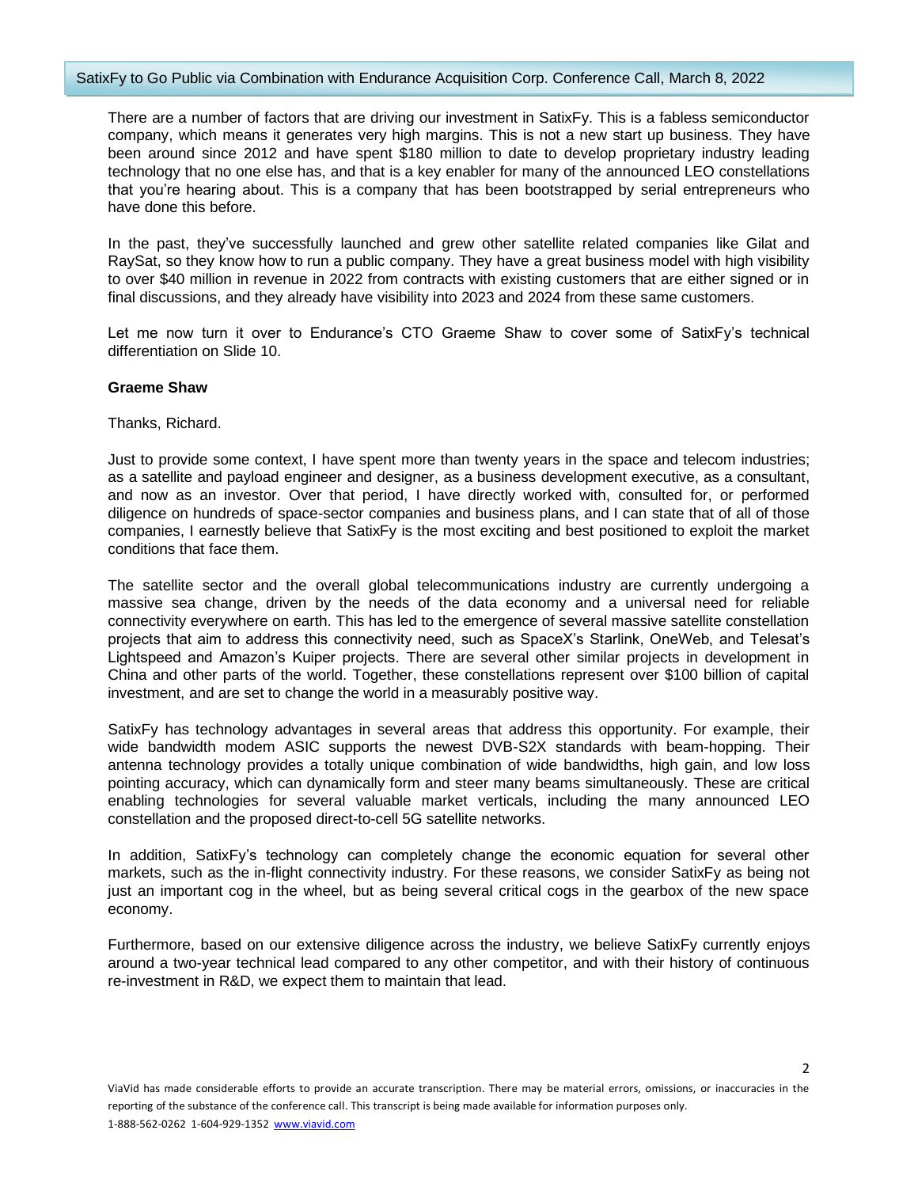There are a number of factors that are driving our investment in SatixFy. This is a fabless semiconductor company, which means it generates very high margins. This is not a new start up business. They have been around since 2012 and have spent $180 million to date to develop proprietary industry leading technology that no one else has, and that is a key enabler for many of the announced LEO constellations that you're hearing about. This is a company that has been bootstrapped by serial entrepreneurs who have done this before.

In the past, they've successfully launched and grew other satellite related companies like Gilat and RaySat, so they know how to run a public company. They have a great business model with high visibility to over $40 million in revenue in 2022 from contracts with existing customers that are either signed or in final discussions, and they already have visibility into 2023 and 2024 from these same customers.

Let me now turn it over to Endurance's CTO Graeme Shaw to cover some of SatixFy's technical differentiation on Slide 10.

**Graeme Shaw**

Thanks, Richard.

Just to provide some context, I have spent more than twenty years in the space and telecom industries; as a satellite and payload engineer and designer, as a business development executive, as a consultant, and now as an investor. Over that period, I have directly worked with, consulted for, or performed diligence on hundreds of space-sector companies and business plans, and I can state that of all of those companies, I earnestly believe that SatixFy is the most exciting and best positioned to exploit the market conditions that face them.

The satellite sector and the overall global telecommunications industry are currently undergoing a massive sea change, driven by the needs of the data economy and a universal need for reliable connectivity everywhere on earth. This has led to the emergence of several massive satellite constellation projects that aim to address this connectivity need, such as SpaceX's Starlink, OneWeb, and Telesat's Lightspeed and Amazon's Kuiper projects. There are several other similar projects in development in China and other parts of the world. Together, these constellations represent over $100 billion of capital investment, and are set to change the world in a measurably positive way.

SatixFy has technology advantages in several areas that address this opportunity. For example, their wide bandwidth modem ASIC supports the newest DVB-S2X standards with beam-hopping. Their antenna technology provides a totally unique combination of wide bandwidths, high gain, and low loss pointing accuracy, which can dynamically form and steer many beams simultaneously. These are critical enabling technologies for several valuable market verticals, including the many announced LEO constellation and the proposed direct-to-cell 5G satellite networks.

In addition, SatixFy's technology can completely change the economic equation for several other markets, such as the in-flight connectivity industry. For these reasons, we consider SatixFy as being not just an important cog in the wheel, but as being several critical cogs in the gearbox of the new space economy.

Furthermore, based on our extensive diligence across the industry, we believe SatixFy currently enjoys around a two-year technical lead compared to any other competitor, and with their history of continuous re-investment in R&D, we expect them to maintain that lead.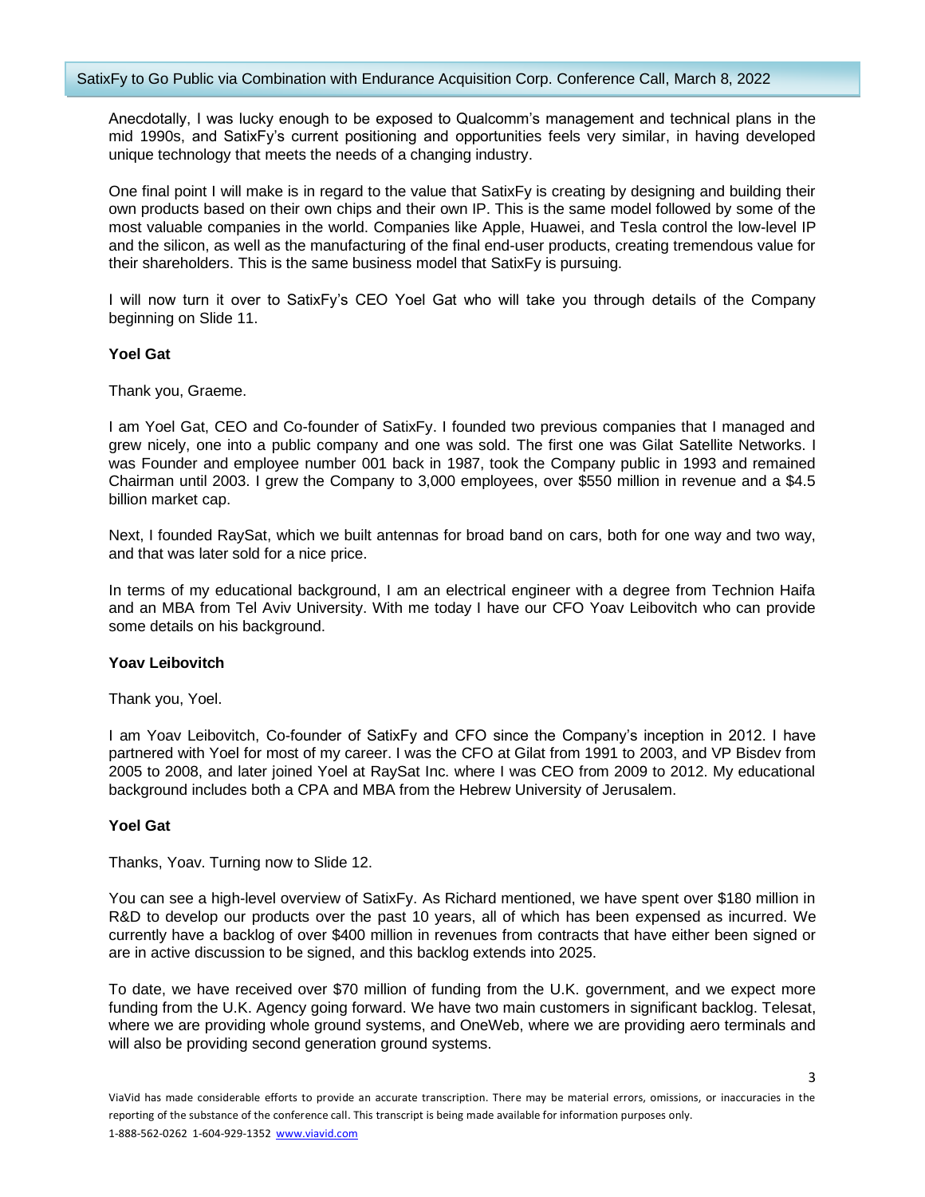Anecdotally, I was lucky enough to be exposed to Qualcomm's management and technical plans in the mid 1990s, and SatixFy's current positioning and opportunities feels very similar, in having developed unique technology that meets the needs of a changing industry.

One final point I will make is in regard to the value that SatixFy is creating by designing and building their own products based on their own chips and their own IP. This is the same model followed by some of the most valuable companies in the world. Companies like Apple, Huawei, and Tesla control the low-level IP and the silicon, as well as the manufacturing of the final end-user products, creating tremendous value for their shareholders. This is the same business model that SatixFy is pursuing.

I will now turn it over to SatixFy's CEO Yoel Gat who will take you through details of the Company beginning on Slide 11.

**Yoel Gat**

Thank you, Graeme.

I am Yoel Gat, CEO and Co-founder of SatixFy. I founded two previous companies that I managed and grew nicely, one into a public company and one was sold. The first one was Gilat Satellite Networks. I was Founder and employee number 001 back in 1987, took the Company public in 1993 and remained Chairman until 2003. I grew the Company to 3,000 employees, over $550 million in revenue and a $4.5 billion market cap.

Next, I founded RaySat, which we built antennas for broad band on cars, both for one way and two way, and that was later sold for a nice price.

In terms of my educational background, I am an electrical engineer with a degree from Technion Haifa and an MBA from Tel Aviv University. With me today I have our CFO Yoav Leibovitch who can provide some details on his background.

**Yoav Leibovitch**

Thank you, Yoel.

I am Yoav Leibovitch, Co-founder of SatixFy and CFO since the Company's inception in 2012. I have partnered with Yoel for most of my career. I was the CFO at Gilat from 1991 to 2003, and VP Bisdev from 2005 to 2008, and later joined Yoel at RaySat Inc. where I was CEO from 2009 to 2012. My educational background includes both a CPA and MBA from the Hebrew University of Jerusalem.

**Yoel Gat**

Thanks, Yoav. Turning now to Slide 12.

You can see a high-level overview of SatixFy. As Richard mentioned, we have spent over $180 million in R&D to develop our products over the past 10 years, all of which has been expensed as incurred. We currently have a backlog of over $400 million in revenues from contracts that have either been signed or are in active discussion to be signed, and this backlog extends into 2025.

To date, we have received over $70 million of funding from the U.K. government, and we expect more funding from the U.K. Agency going forward. We have two main customers in significant backlog. Telesat, where we are providing whole ground systems, and OneWeb, where we are providing aero terminals and will also be providing second generation ground systems.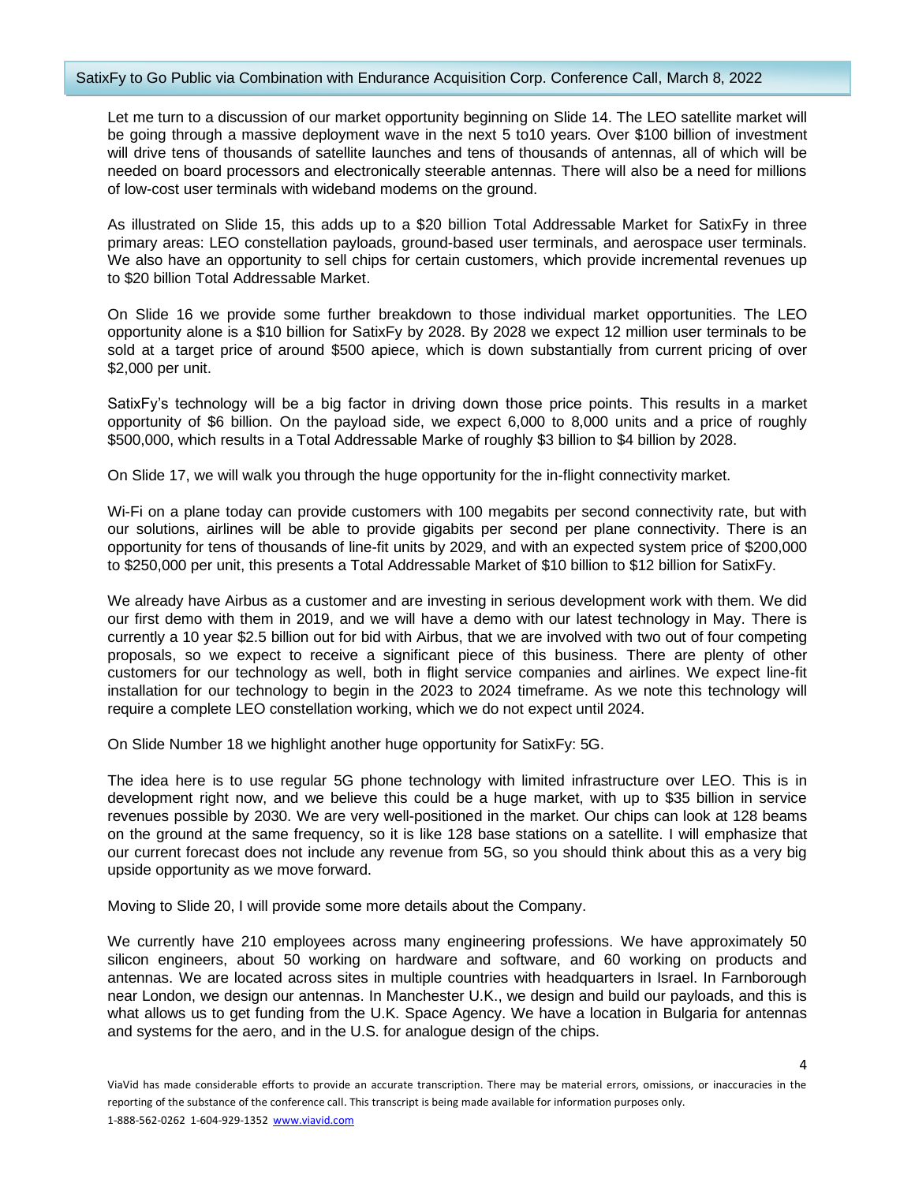Let me turn to a discussion of our market opportunity beginning on Slide 14. The LEO satellite market will be going through a massive deployment wave in the next 5 to10 years. Over $100 billion of investment will drive tens of thousands of satellite launches and tens of thousands of antennas, all of which will be needed on board processors and electronically steerable antennas. There will also be a need for millions of low-cost user terminals with wideband modems on the ground.

As illustrated on Slide 15, this adds up to a $20 billion Total Addressable Market for SatixFy in three primary areas: LEO constellation payloads, ground-based user terminals, and aerospace user terminals. We also have an opportunity to sell chips for certain customers, which provide incremental revenues up to $20 billion Total Addressable Market.

On Slide 16 we provide some further breakdown to those individual market opportunities. The LEO opportunity alone is a $10 billion for SatixFy by 2028. By 2028 we expect 12 million user terminals to be sold at a target price of around $500 apiece, which is down substantially from current pricing of over $2,000 per unit.

SatixFy's technology will be a big factor in driving down those price points. This results in a market opportunity of $6 billion. On the payload side, we expect 6,000 to 8,000 units and a price of roughly $500,000, which results in a Total Addressable Marke of roughly $3 billion to $4 billion by 2028.

On Slide 17, we will walk you through the huge opportunity for the in-flight connectivity market.

Wi-Fi on a plane today can provide customers with 100 megabits per second connectivity rate, but with our solutions, airlines will be able to provide gigabits per second per plane connectivity. There is an opportunity for tens of thousands of line-fit units by 2029, and with an expected system price of $200,000 to $250,000 per unit, this presents a Total Addressable Market of $10 billion to $12 billion for SatixFy.

We already have Airbus as a customer and are investing in serious development work with them. We did our first demo with them in 2019, and we will have a demo with our latest technology in May. There is currently a 10 year $2.5 billion out for bid with Airbus, that we are involved with two out of four competing proposals, so we expect to receive a significant piece of this business. There are plenty of other customers for our technology as well, both in flight service companies and airlines. We expect line-fit installation for our technology to begin in the 2023 to 2024 timeframe. As we note this technology will require a complete LEO constellation working, which we do not expect until 2024.

On Slide Number 18 we highlight another huge opportunity for SatixFy: 5G.

The idea here is to use regular 5G phone technology with limited infrastructure over LEO. This is in development right now, and we believe this could be a huge market, with up to $35 billion in service revenues possible by 2030. We are very well-positioned in the market. Our chips can look at 128 beams on the ground at the same frequency, so it is like 128 base stations on a satellite. I will emphasize that our current forecast does not include any revenue from 5G, so you should think about this as a very big upside opportunity as we move forward.

Moving to Slide 20, I will provide some more details about the Company.

We currently have 210 employees across many engineering professions. We have approximately 50 silicon engineers, about 50 working on hardware and software, and 60 working on products and antennas. We are located across sites in multiple countries with headquarters in Israel. In Farnborough near London, we design our antennas. In Manchester U.K., we design and build our payloads, and this is what allows us to get funding from the U.K. Space Agency. We have a location in Bulgaria for antennas and systems for the aero, and in the U.S. for analogue design of the chips.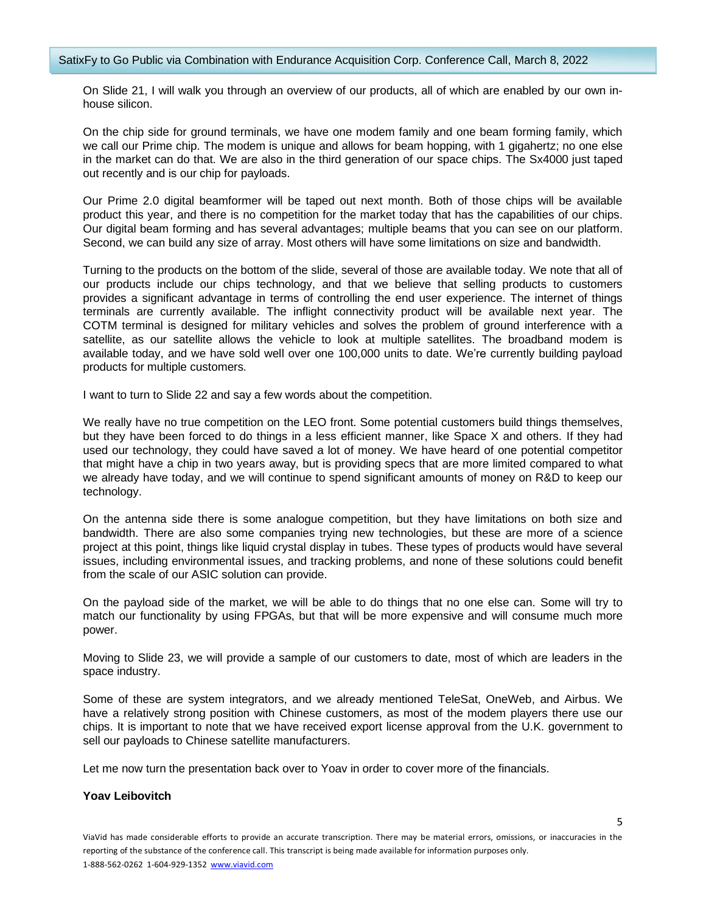On Slide 21, I will walk you through an overview of our products, all of which are enabled by our own in-house silicon.

On the chip side for ground terminals, we have one modem family and one beam forming family, which we call our Prime chip. The modem is unique and allows for beam hopping, with 1 gigahertz; no one else in the market can do that. We are also in the third generation of our space chips. The Sx4000 just taped out recently and is our chip for payloads.

Our Prime 2.0 digital beamformer will be taped out next month. Both of those chips will be available product this year, and there is no competition for the market today that has the capabilities of our chips. Our digital beam forming and has several advantages; multiple beams that you can see on our platform. Second, we can build any size of array. Most others will have some limitations on size and bandwidth.

Turning to the products on the bottom of the slide, several of those are available today. We note that all of our products include our chips technology, and that we believe that selling products to customers provides a significant advantage in terms of controlling the end user experience. The internet of things terminals are currently available. The inflight connectivity product will be available next year. The COTM terminal is designed for military vehicles and solves the problem of ground interference with a satellite, as our satellite allows the vehicle to look at multiple satellites. The broadband modem is available today, and we have sold well over one 100,000 units to date. We're currently building payload products for multiple customers.

I want to turn to Slide 22 and say a few words about the competition.

We really have no true competition on the LEO front. Some potential customers build things themselves, but they have been forced to do things in a less efficient manner, like Space X and others. If they had used our technology, they could have saved a lot of money. We have heard of one potential competitor that might have a chip in two years away, but is providing specs that are more limited compared to what we already have today, and we will continue to spend significant amounts of money on R&D to keep our technology.

On the antenna side there is some analogue competition, but they have limitations on both size and bandwidth. There are also some companies trying new technologies, but these are more of a science project at this point, things like liquid crystal display in tubes. These types of products would have several issues, including environmental issues, and tracking problems, and none of these solutions could benefit from the scale of our ASIC solution can provide.

On the payload side of the market, we will be able to do things that no one else can. Some will try to match our functionality by using FPGAs, but that will be more expensive and will consume much more power.

Moving to Slide 23, we will provide a sample of our customers to date, most of which are leaders in the space industry.

Some of these are system integrators, and we already mentioned TeleSat, OneWeb, and Airbus. We have a relatively strong position with Chinese customers, as most of the modem players there use our chips. It is important to note that we have received export license approval from the U.K. government to sell our payloads to Chinese satellite manufacturers.

Let me now turn the presentation back over to Yoav in order to cover more of the financials.

**Yoav Leibovitch**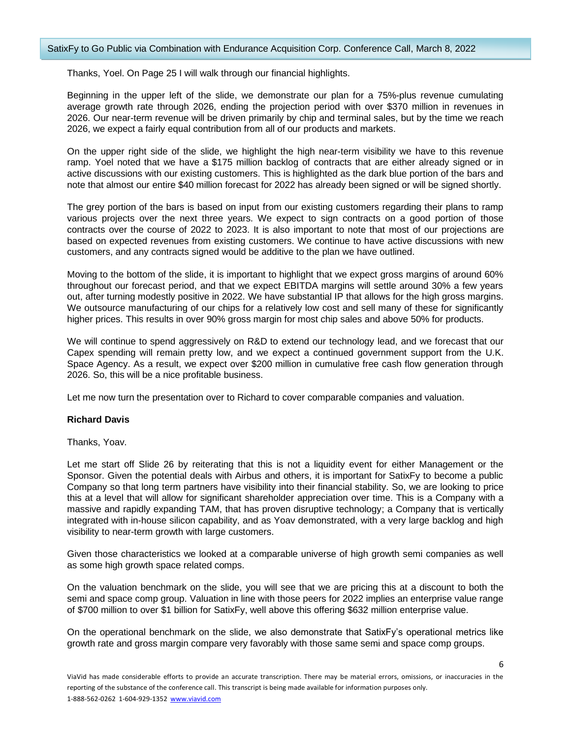Thanks, Yoel. On Page 25 I will walk through our financial highlights.

Beginning in the upper left of the slide, we demonstrate our plan for a 75%-plus revenue cumulating average growth rate through 2026, ending the projection period with over $370 million in revenues in 2026. Our near-term revenue will be driven primarily by chip and terminal sales, but by the time we reach 2026, we expect a fairly equal contribution from all of our products and markets.

On the upper right side of the slide, we highlight the high near-term visibility we have to this revenue ramp. Yoel noted that we have a $175 million backlog of contracts that are either already signed or in active discussions with our existing customers. This is highlighted as the dark blue portion of the bars and note that almost our entire $40 million forecast for 2022 has already been signed or will be signed shortly.

The grey portion of the bars is based on input from our existing customers regarding their plans to ramp various projects over the next three years. We expect to sign contracts on a good portion of those contracts over the course of 2022 to 2023. It is also important to note that most of our projections are based on expected revenues from existing customers. We continue to have active discussions with new customers, and any contracts signed would be additive to the plan we have outlined.

Moving to the bottom of the slide, it is important to highlight that we expect gross margins of around 60% throughout our forecast period, and that we expect EBITDA margins will settle around 30% a few years out, after turning modestly positive in 2022. We have substantial IP that allows for the high gross margins. We outsource manufacturing of our chips for a relatively low cost and sell many of these for significantly higher prices. This results in over 90% gross margin for most chip sales and above 50% for products.

We will continue to spend aggressively on R&D to extend our technology lead, and we forecast that our Capex spending will remain pretty low, and we expect a continued government support from the U.K. Space Agency. As a result, we expect over $200 million in cumulative free cash flow generation through 2026. So, this will be a nice profitable business.

Let me now turn the presentation over to Richard to cover comparable companies and valuation.

**Richard Davis**

Thanks, Yoav.

Let me start off Slide 26 by reiterating that this is not a liquidity event for either Management or the Sponsor. Given the potential deals with Airbus and others, it is important for SatixFy to become a public Company so that long term partners have visibility into their financial stability. So, we are looking to price this at a level that will allow for significant shareholder appreciation over time. This is a Company with a massive and rapidly expanding TAM, that has proven disruptive technology; a Company that is vertically integrated with in-house silicon capability, and as Yoav demonstrated, with a very large backlog and high visibility to near-term growth with large customers.

Given those characteristics we looked at a comparable universe of high growth semi companies as well as some high growth space related comps.

On the valuation benchmark on the slide, you will see that we are pricing this at a discount to both the semi and space comp group. Valuation in line with those peers for 2022 implies an enterprise value range of $700 million to over $1 billion for SatixFy, well above this offering $632 million enterprise value.

On the operational benchmark on the slide, we also demonstrate that SatixFy's operational metrics like growth rate and gross margin compare very favorably with those same semi and space comp groups.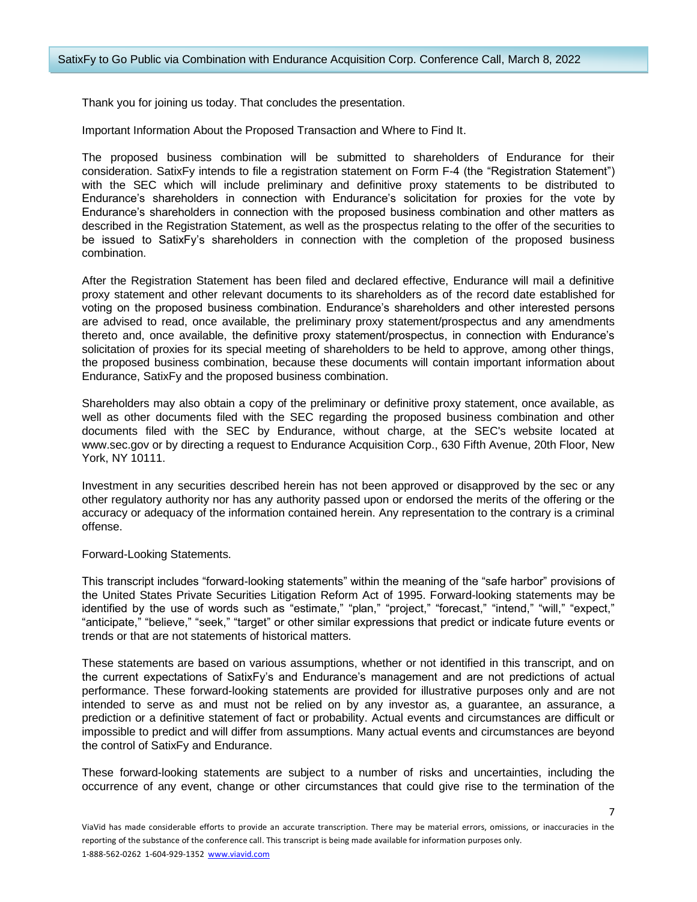Thank you for joining us today. That concludes the presentation.

Important Information About the Proposed Transaction and Where to Find It.

The proposed business combination will be submitted to shareholders of Endurance for their consideration. SatixFy intends to file a registration statement on Form F-4 (the "Registration Statement") with the SEC which will include preliminary and definitive proxy statements to be distributed to Endurance's shareholders in connection with Endurance's solicitation for proxies for the vote by Endurance's shareholders in connection with the proposed business combination and other matters as described in the Registration Statement, as well as the prospectus relating to the offer of the securities to be issued to SatixFy's shareholders in connection with the completion of the proposed business combination.

After the Registration Statement has been filed and declared effective, Endurance will mail a definitive proxy statement and other relevant documents to its shareholders as of the record date established for voting on the proposed business combination. Endurance's shareholders and other interested persons are advised to read, once available, the preliminary proxy statement/prospectus and any amendments thereto and, once available, the definitive proxy statement/prospectus, in connection with Endurance's solicitation of proxies for its special meeting of shareholders to be held to approve, among other things, the proposed business combination, because these documents will contain important information about Endurance, SatixFy and the proposed business combination.

Shareholders may also obtain a copy of the preliminary or definitive proxy statement, once available, as well as other documents filed with the SEC regarding the proposed business combination and other documents filed with the SEC by Endurance, without charge, at the SEC's website located at www.sec.gov or by directing a request to Endurance Acquisition Corp., 630 Fifth Avenue, 20th Floor, New York, NY 10111.

Investment in any securities described herein has not been approved or disapproved by the sec or any other regulatory authority nor has any authority passed upon or endorsed the merits of the offering or the accuracy or adequacy of the information contained herein. Any representation to the contrary is a criminal offense.

Forward-Looking Statements.

This transcript includes "forward-looking statements" within the meaning of the "safe harbor" provisions of the United States Private Securities Litigation Reform Act of 1995. Forward-looking statements may be identified by the use of words such as "estimate," "plan," "project," "forecast," "intend," "will," "expect," "anticipate," "believe," "seek," "target" or other similar expressions that predict or indicate future events or trends or that are not statements of historical matters.

These statements are based on various assumptions, whether or not identified in this transcript, and on the current expectations of SatixFy's and Endurance's management and are not predictions of actual performance. These forward-looking statements are provided for illustrative purposes only and are not intended to serve as and must not be relied on by any investor as, a guarantee, an assurance, a prediction or a definitive statement of fact or probability. Actual events and circumstances are difficult or impossible to predict and will differ from assumptions. Many actual events and circumstances are beyond the control of SatixFy and Endurance.

These forward-looking statements are subject to a number of risks and uncertainties, including the occurrence of any event, change or other circumstances that could give rise to the termination of the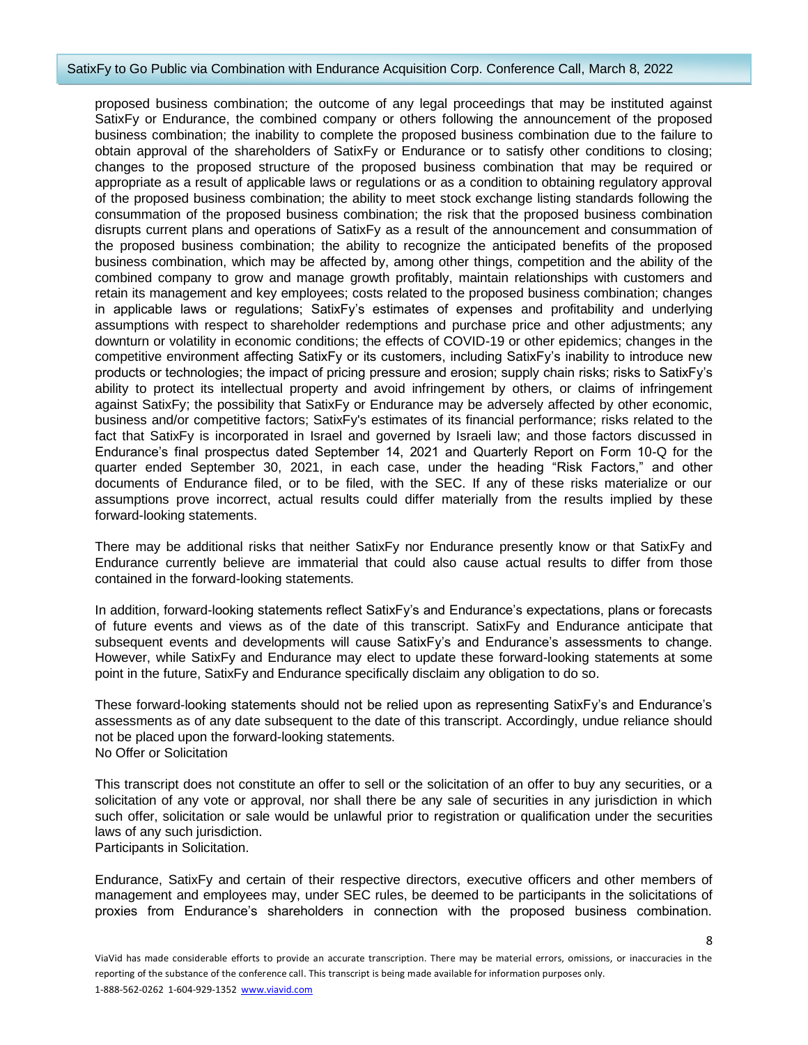proposed business combination; the outcome of any legal proceedings that may be instituted against SatixFy or Endurance, the combined company or others following the announcement of the proposed business combination; the inability to complete the proposed business combination due to the failure to obtain approval of the shareholders of SatixFy or Endurance or to satisfy other conditions to closing; changes to the proposed structure of the proposed business combination that may be required or appropriate as a result of applicable laws or regulations or as a condition to obtaining regulatory approval of the proposed business combination; the ability to meet stock exchange listing standards following the consummation of the proposed business combination; the risk that the proposed business combination disrupts current plans and operations of SatixFy as a result of the announcement and consummation of the proposed business combination; the ability to recognize the anticipated benefits of the proposed business combination, which may be affected by, among other things, competition and the ability of the combined company to grow and manage growth profitably, maintain relationships with customers and retain its management and key employees; costs related to the proposed business combination; changes in applicable laws or regulations; SatixFy's estimates of expenses and profitability and underlying assumptions with respect to shareholder redemptions and purchase price and other adjustments; any downturn or volatility in economic conditions; the effects of COVID-19 or other epidemics; changes in the competitive environment affecting SatixFy or its customers, including SatixFy's inability to introduce new products or technologies; the impact of pricing pressure and erosion; supply chain risks; risks to SatixFy's ability to protect its intellectual property and avoid infringement by others, or claims of infringement against SatixFy; the possibility that SatixFy or Endurance may be adversely affected by other economic, business and/or competitive factors; SatixFy's estimates of its financial performance; risks related to the fact that SatixFy is incorporated in Israel and governed by Israeli law; and those factors discussed in Endurance's final prospectus dated September 14, 2021 and Quarterly Report on Form 10-Q for the quarter ended September 30, 2021, in each case, under the heading "Risk Factors," and other documents of Endurance filed, or to be filed, with the SEC. If any of these risks materialize or our assumptions prove incorrect, actual results could differ materially from the results implied by these forward-looking statements.

There may be additional risks that neither SatixFy nor Endurance presently know or that SatixFy and Endurance currently believe are immaterial that could also cause actual results to differ from those contained in the forward-looking statements.

In addition, forward-looking statements reflect SatixFy's and Endurance's expectations, plans or forecasts of future events and views as of the date of this transcript. SatixFy and Endurance anticipate that subsequent events and developments will cause SatixFy's and Endurance's assessments to change. However, while SatixFy and Endurance may elect to update these forward-looking statements at some point in the future, SatixFy and Endurance specifically disclaim any obligation to do so.

These forward-looking statements should not be relied upon as representing SatixFy's and Endurance's assessments as of any date subsequent to the date of this transcript. Accordingly, undue reliance should not be placed upon the forward-looking statements.

No Offer or Solicitation

This transcript does not constitute an offer to sell or the solicitation of an offer to buy any securities, or a solicitation of any vote or approval, nor shall there be any sale of securities in any jurisdiction in which such offer, solicitation or sale would be unlawful prior to registration or qualification under the securities laws of any such jurisdiction.

Participants in Solicitation.

Endurance, SatixFy and certain of their respective directors, executive officers and other members of management and employees may, under SEC rules, be deemed to be participants in the solicitations of proxies from Endurance's shareholders in connection with the proposed business combination.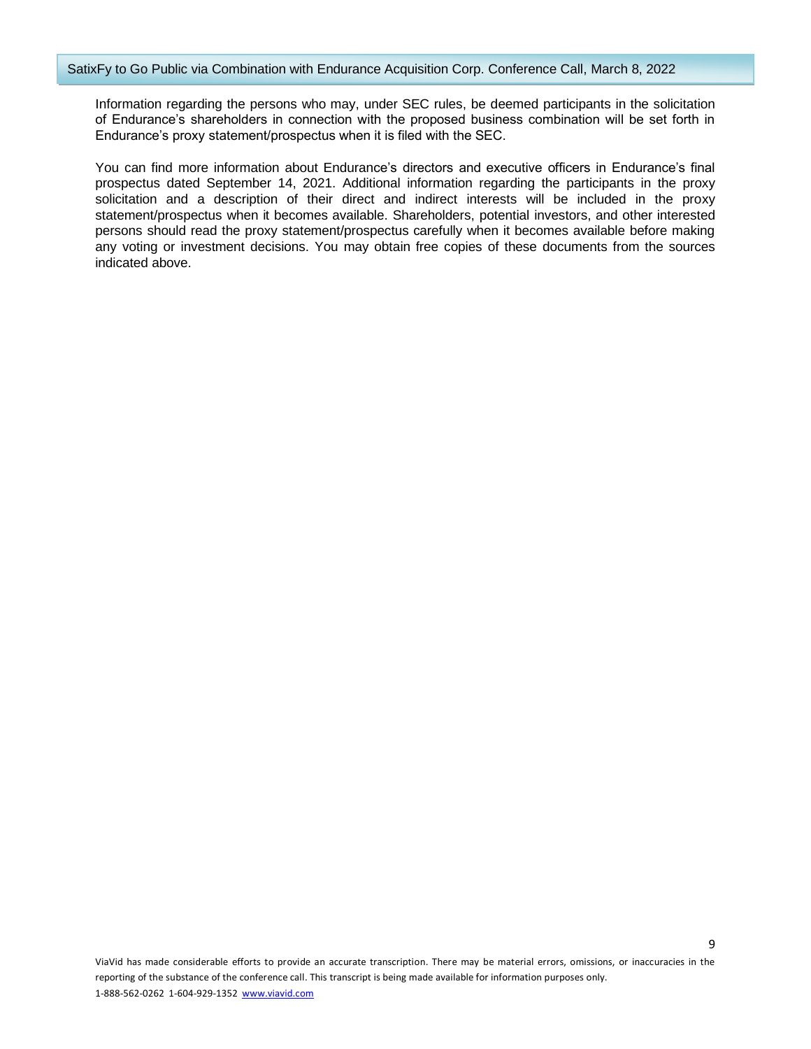Information regarding the persons who may, under SEC rules, be deemed participants in the solicitation of Endurance's shareholders in connection with the proposed business combination will be set forth in Endurance's proxy statement/prospectus when it is filed with the SEC.

You can find more information about Endurance's directors and executive officers in Endurance's final prospectus dated September 14, 2021. Additional information regarding the participants in the proxy solicitation and a description of their direct and indirect interests will be included in the proxy statement/prospectus when it becomes available. Shareholders, potential investors, and other interested persons should read the proxy statement/prospectus carefully when it becomes available before making any voting or investment decisions. You may obtain free copies of these documents from the sources indicated above.